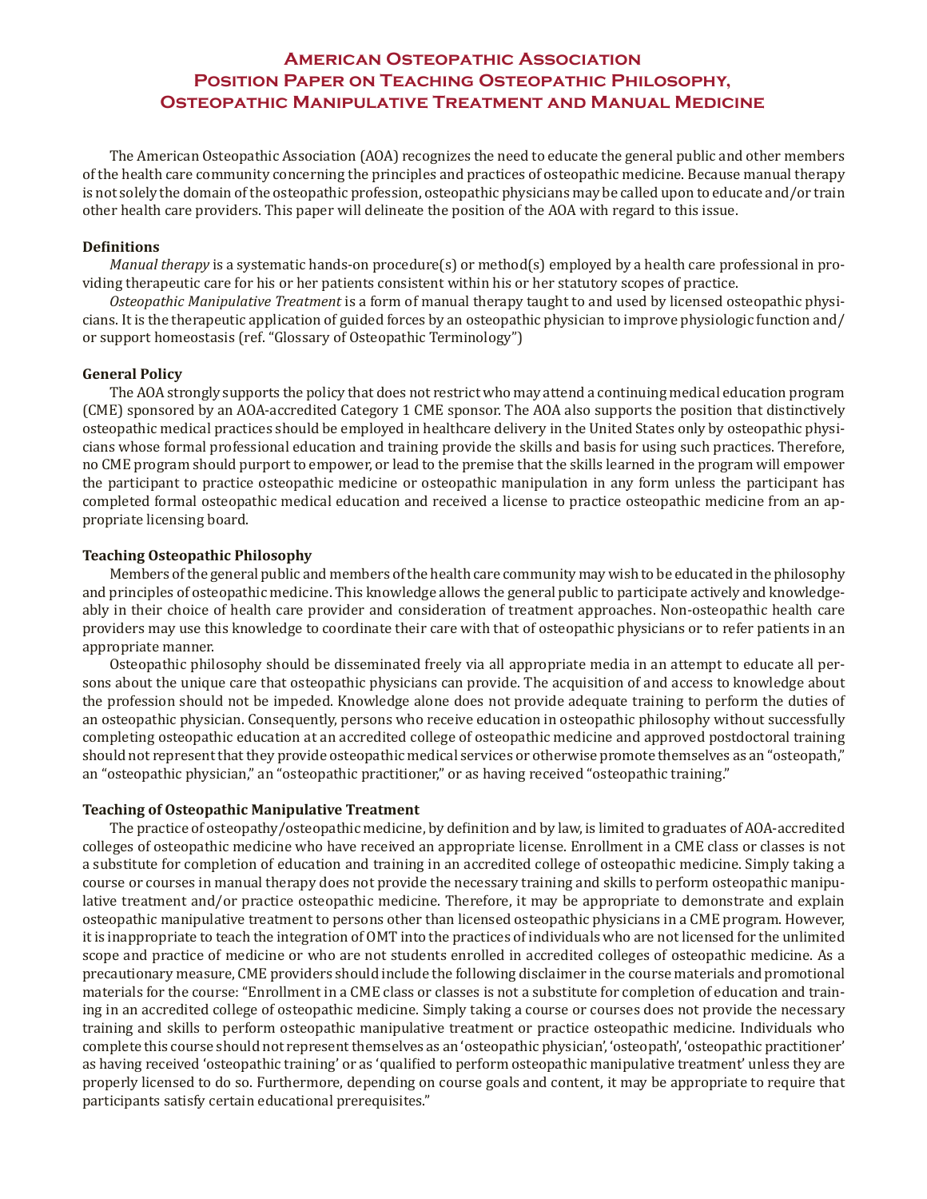# American Osteopathic Association Position Paper on Teaching Osteopathic Philosophy, Osteopathic Manipulative Treatment and Manual Medicine

The American Osteopathic Association (AOA) recognizes the need to educate the general public and other members of the health care community concerning the principles and practices of osteopathic medicine. Because manual therapy is not solely the domain of the osteopathic profession, osteopathic physicians may be called upon to educate and/or train other health care providers. This paper will delineate the position of the AOA with regard to this issue.

**Definitions**

*Manual therapy* is a systematic hands-on procedure(s) or method(s) employed by a health care professional in providing therapeutic care for his or her patients consistent within his or her statutory scopes of practice.

*Osteopathic Manipulative Treatment* is a form of manual therapy taught to and used by licensed osteopathic physicians. It is the therapeutic application of guided forces by an osteopathic physician to improve physiologic function and/or support homeostasis (ref. "Glossary of Osteopathic Terminology")

**General Policy**

The AOA strongly supports the policy that does not restrict who may attend a continuing medical education program (CME) sponsored by an AOA-accredited Category 1 CME sponsor. The AOA also supports the position that distinctively osteopathic medical practices should be employed in healthcare delivery in the United States only by osteopathic physicians whose formal professional education and training provide the skills and basis for using such practices. Therefore, no CME program should purport to empower, or lead to the premise that the skills learned in the program will empower the participant to practice osteopathic medicine or osteopathic manipulation in any form unless the participant has completed formal osteopathic medical education and received a license to practice osteopathic medicine from an appropriate licensing board.

**Teaching Osteopathic Philosophy**

Members of the general public and members of the health care community may wish to be educated in the philosophy and principles of osteopathic medicine. This knowledge allows the general public to participate actively and knowledgeably in their choice of health care provider and consideration of treatment approaches. Non-osteopathic health care providers may use this knowledge to coordinate their care with that of osteopathic physicians or to refer patients in an appropriate manner.

Osteopathic philosophy should be disseminated freely via all appropriate media in an attempt to educate all persons about the unique care that osteopathic physicians can provide. The acquisition of and access to knowledge about the profession should not be impeded. Knowledge alone does not provide adequate training to perform the duties of an osteopathic physician. Consequently, persons who receive education in osteopathic philosophy without successfully completing osteopathic education at an accredited college of osteopathic medicine and approved postdoctoral training should not represent that they provide osteopathic medical services or otherwise promote themselves as an "osteopath," an "osteopathic physician," an "osteopathic practitioner," or as having received "osteopathic training."

**Teaching of Osteopathic Manipulative Treatment**

The practice of osteopathy/osteopathic medicine, by definition and by law, is limited to graduates of AOA-accredited colleges of osteopathic medicine who have received an appropriate license. Enrollment in a CME class or classes is not a substitute for completion of education and training in an accredited college of osteopathic medicine. Simply taking a course or courses in manual therapy does not provide the necessary training and skills to perform osteopathic manipulative treatment and/or practice osteopathic medicine. Therefore, it may be appropriate to demonstrate and explain osteopathic manipulative treatment to persons other than licensed osteopathic physicians in a CME program. However, it is inappropriate to teach the integration of OMT into the practices of individuals who are not licensed for the unlimited scope and practice of medicine or who are not students enrolled in accredited colleges of osteopathic medicine. As a precautionary measure, CME providers should include the following disclaimer in the course materials and promotional materials for the course: "Enrollment in a CME class or classes is not a substitute for completion of education and training in an accredited college of osteopathic medicine. Simply taking a course or courses does not provide the necessary training and skills to perform osteopathic manipulative treatment or practice osteopathic medicine. Individuals who complete this course should not represent themselves as an 'osteopathic physician', 'osteopath', 'osteopathic practitioner' as having received 'osteopathic training' or as 'qualified to perform osteopathic manipulative treatment' unless they are properly licensed to do so. Furthermore, depending on course goals and content, it may be appropriate to require that participants satisfy certain educational prerequisites."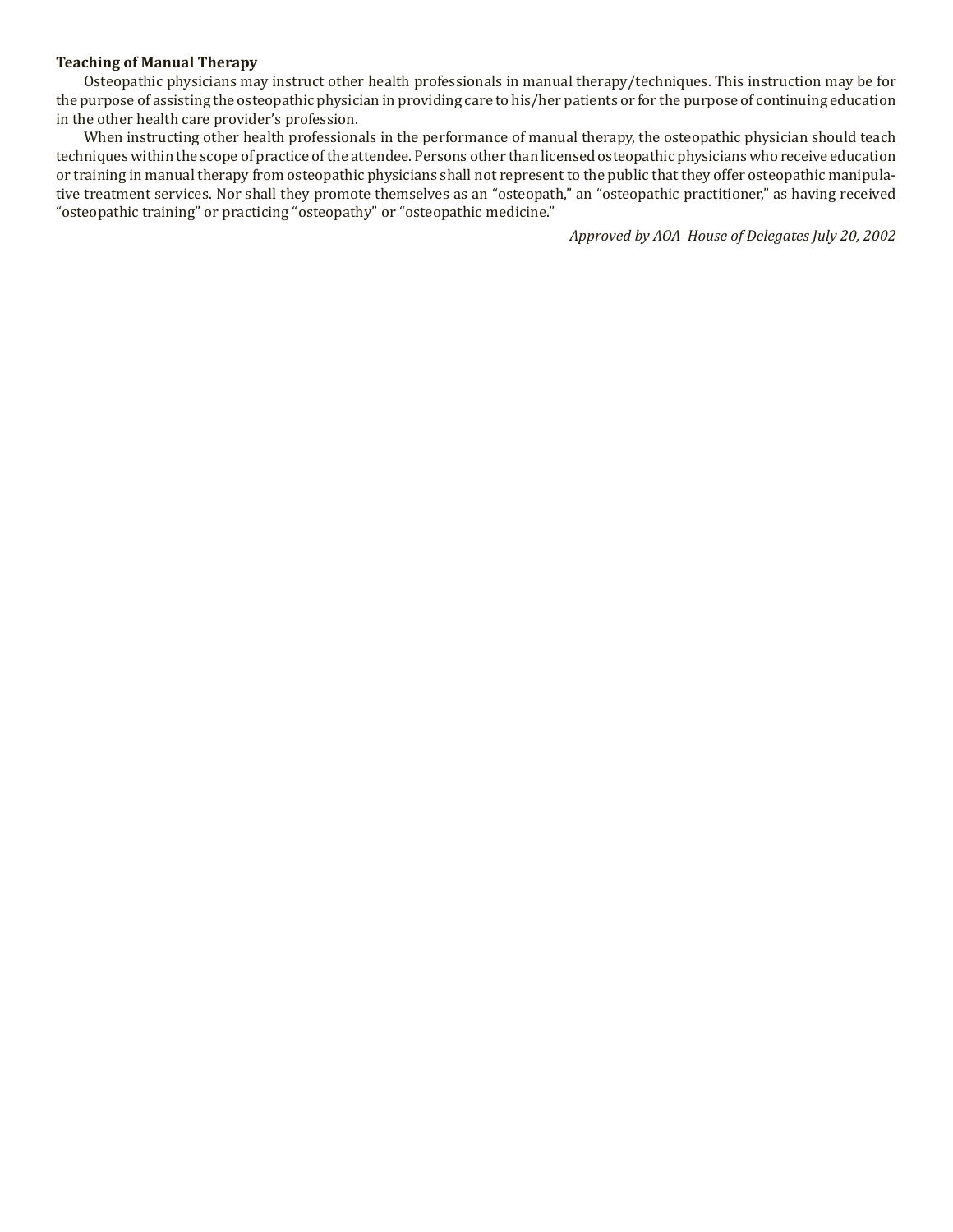**Teaching of Manual Therapy**

Osteopathic physicians may instruct other health professionals in manual therapy/techniques. This instruction may be for the purpose of assisting the osteopathic physician in providing care to his/her patients or for the purpose of continuing education in the other health care provider's profession.

When instructing other health professionals in the performance of manual therapy, the osteopathic physician should teach techniques within the scope of practice of the attendee. Persons other than licensed osteopathic physicians who receive education or training in manual therapy from osteopathic physicians shall not represent to the public that they offer osteopathic manipulative treatment services. Nor shall they promote themselves as an "osteopath," an "osteopathic practitioner," as having received "osteopathic training" or practicing "osteopathy" or "osteopathic medicine."

*Approved by AOA House of Delegates July 20, 2002*